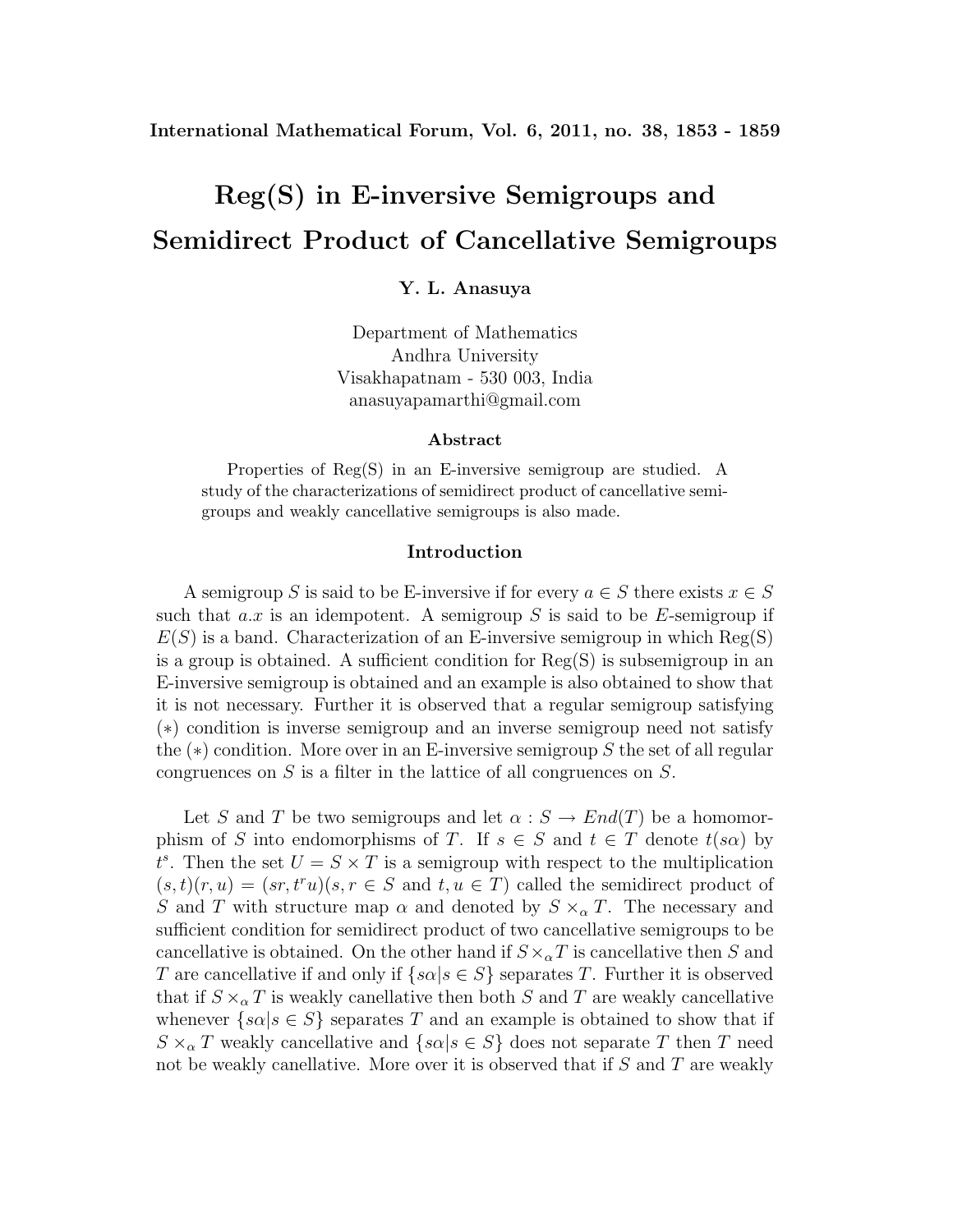# Reg(S) in E-inversive Semigroups and Semidirect Product of Cancellative Semigroups

**Y. L. Anasuya**

Department of Mathematics
Andhra University
Visakhapatnam - 530 003, India
anasuyapamarthi@gmail.com

**Abstract**

Properties of Reg(S) in an E-inversive semigroup are studied. A study of the characterizations of semidirect product of cancellative semigroups and weakly cancellative semigroups is also made.

**Introduction**

A semigroup $S$ is said to be E-inversive if for every $a \in S$ there exists $x \in S$ such that $a.x$ is an idempotent. A semigroup $S$ is said to be $E$-semigroup if $E(S)$ is a band. Characterization of an E-inversive semigroup in which Reg(S) is a group is obtained. A sufficient condition for Reg(S) is subsemigroup in an E-inversive semigroup is obtained and an example is also obtained to show that it is not necessary. Further it is observed that a regular semigroup satisfying $(*)$ condition is inverse semigroup and an inverse semigroup need not satisfy the $(*)$ condition. More over in an E-inversive semigroup $S$ the set of all regular congruences on $S$ is a filter in the lattice of all congruences on $S$.

Let $S$ and $T$ be two semigroups and let $\alpha : S \to End(T)$ be a homomorphism of $S$ into endomorphisms of $T$. If $s \in S$ and $t \in T$ denote $t(s\alpha)$ by $t^s$. Then the set $U = S \times T$ is a semigroup with respect to the multiplication $(s,t)(r,u) = (sr, t^r u)(s, r \in S$ and $t, u \in T)$ called the semidirect product of $S$ and $T$ with structure map $\alpha$ and denoted by $S \times_\alpha T$. The necessary and sufficient condition for semidirect product of two cancellative semigroups to be cancellative is obtained. On the other hand if $S \times_\alpha T$ is cancellative then $S$ and $T$ are cancellative if and only if $\{s\alpha | s \in S\}$ separates $T$. Further it is observed that if $S \times_\alpha T$ is weakly canellative then both $S$ and $T$ are weakly cancellative whenever $\{s\alpha | s \in S\}$ separates $T$ and an example is obtained to show that if $S \times_\alpha T$ weakly cancellative and $\{s\alpha | s \in S\}$ does not separate $T$ then $T$ need not be weakly canellative. More over it is observed that if $S$ and $T$ are weakly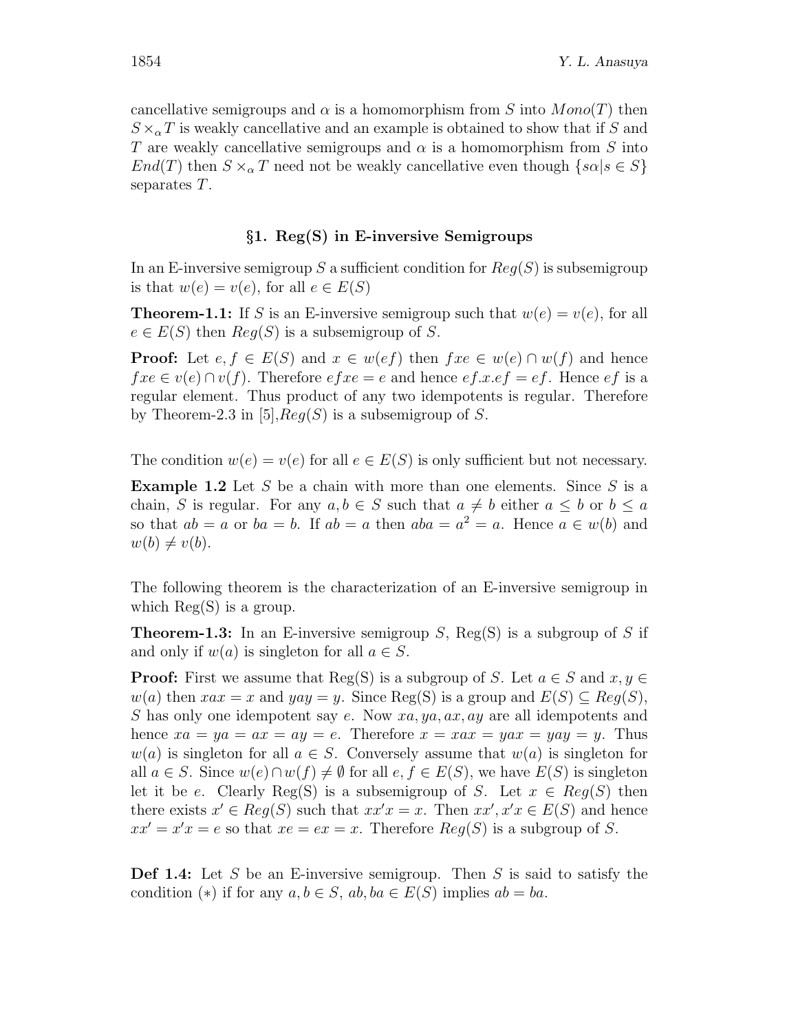cancellative semigroups and $\alpha$ is a homomorphism from $S$ into $Mono(T)$ then $S \times_\alpha T$ is weakly cancellative and an example is obtained to show that if $S$ and $T$ are weakly cancellative semigroups and $\alpha$ is a homomorphism from $S$ into $End(T)$ then $S \times_\alpha T$ need not be weakly cancellative even though $\{s\alpha | s \in S\}$ separates $T$.

## §1. Reg(S) in E-inversive Semigroups

In an E-inversive semigroup $S$ a sufficient condition for $Reg(S)$ is subsemigroup is that $w(e) = v(e)$, for all $e \in E(S)$

**Theorem-1.1:** If $S$ is an E-inversive semigroup such that $w(e) = v(e)$, for all $e \in E(S)$ then $Reg(S)$ is a subsemigroup of $S$.

**Proof:** Let $e, f \in E(S)$ and $x \in w(ef)$ then $fxe \in w(e) \cap w(f)$ and hence $fxe \in v(e) \cap v(f)$. Therefore $efxe = e$ and hence $ef.x.ef = ef$. Hence $ef$ is a regular element. Thus product of any two idempotents is regular. Therefore by Theorem-2.3 in [5],$Reg(S)$ is a subsemigroup of $S$.

The condition $w(e) = v(e)$ for all $e \in E(S)$ is only sufficient but not necessary.

**Example 1.2** Let $S$ be a chain with more than one elements. Since $S$ is a chain, $S$ is regular. For any $a, b \in S$ such that $a \neq b$ either $a \leq b$ or $b \leq a$ so that $ab = a$ or $ba = b$. If $ab = a$ then $aba = a^2 = a$. Hence $a \in w(b)$ and $w(b) \neq v(b)$.

The following theorem is the characterization of an E-inversive semigroup in which Reg(S) is a group.

**Theorem-1.3:** In an E-inversive semigroup $S$, Reg(S) is a subgroup of $S$ if and only if $w(a)$ is singleton for all $a \in S$.

**Proof:** First we assume that Reg(S) is a subgroup of $S$. Let $a \in S$ and $x, y \in w(a)$ then $xax = x$ and $yay = y$. Since Reg(S) is a group and $E(S) \subseteq Reg(S)$, $S$ has only one idempotent say $e$. Now $xa, ya, ax, ay$ are all idempotents and hence $xa = ya = ax = ay = e$. Therefore $x = xax = yax = yay = y$. Thus $w(a)$ is singleton for all $a \in S$. Conversely assume that $w(a)$ is singleton for all $a \in S$. Since $w(e) \cap w(f) \neq \emptyset$ for all $e, f \in E(S)$, we have $E(S)$ is singleton let it be $e$. Clearly Reg(S) is a subsemigroup of $S$. Let $x \in Reg(S)$ then there exists $x' \in Reg(S)$ such that $xx'x = x$. Then $xx', x'x \in E(S)$ and hence $xx' = x'x = e$ so that $xe = ex = x$. Therefore $Reg(S)$ is a subgroup of $S$.

**Def 1.4:** Let $S$ be an E-inversive semigroup. Then $S$ is said to satisfy the condition $(*)$ if for any $a, b \in S$, $ab, ba \in E(S)$ implies $ab = ba$.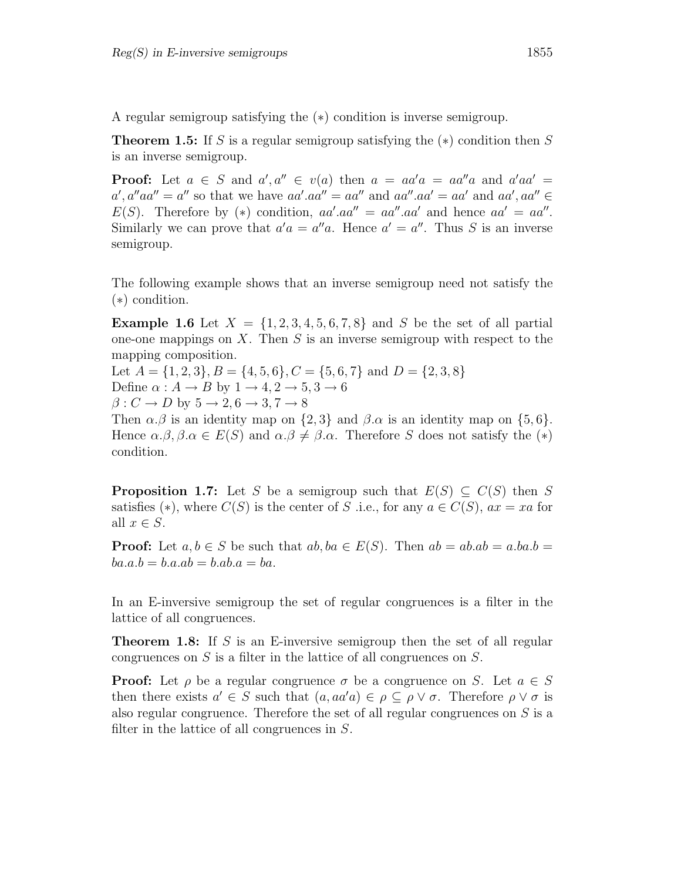A regular semigroup satisfying the $(*)$ condition is inverse semigroup.

**Theorem 1.5:** If $S$ is a regular semigroup satisfying the $(*)$ condition then $S$ is an inverse semigroup.

**Proof:** Let $a \in S$ and $a', a'' \in v(a)$ then $a = aa'a = aa''a$ and $a'aa' = a', a''aa'' = a''$ so that we have $aa'.aa'' = aa''$ and $aa''.aa' = aa'$ and $aa', aa'' \in E(S)$. Therefore by $(*)$ condition, $aa'.aa'' = aa''.aa'$ and hence $aa' = aa''$. Similarly we can prove that $a'a = a''a$. Hence $a' = a''$. Thus $S$ is an inverse semigroup.

The following example shows that an inverse semigroup need not satisfy the $(*)$ condition.

**Example 1.6** Let $X = \{1, 2, 3, 4, 5, 6, 7, 8\}$ and $S$ be the set of all partial one-one mappings on $X$. Then $S$ is an inverse semigroup with respect to the mapping composition.
Let $A = \{1, 2, 3\}, B = \{4, 5, 6\}, C = \{5, 6, 7\}$ and $D = \{2, 3, 8\}$
Define $\alpha : A \to B$ by $1 \to 4, 2 \to 5, 3 \to 6$
$\beta : C \to D$ by $5 \to 2, 6 \to 3, 7 \to 8$
Then $\alpha.\beta$ is an identity map on $\{2, 3\}$ and $\beta.\alpha$ is an identity map on $\{5, 6\}$. Hence $\alpha.\beta, \beta.\alpha \in E(S)$ and $\alpha.\beta \neq \beta.\alpha$. Therefore $S$ does not satisfy the $(*)$ condition.

**Proposition 1.7:** Let $S$ be a semigroup such that $E(S) \subseteq C(S)$ then $S$ satisfies $(*)$, where $C(S)$ is the center of $S$ .i.e., for any $a \in C(S)$, $ax = xa$ for all $x \in S$.

**Proof:** Let $a, b \in S$ be such that $ab, ba \in E(S)$. Then $ab = ab.ab = a.ba.b = ba.a.b = b.a.ab = b.ab.a = ba$.

In an E-inversive semigroup the set of regular congruences is a filter in the lattice of all congruences.

**Theorem 1.8:** If $S$ is an E-inversive semigroup then the set of all regular congruences on $S$ is a filter in the lattice of all congruences on $S$.

**Proof:** Let $\rho$ be a regular congruence $\sigma$ be a congruence on $S$. Let $a \in S$ then there exists $a' \in S$ such that $(a, aa'a) \in \rho \subseteq \rho \vee \sigma$. Therefore $\rho \vee \sigma$ is also regular congruence. Therefore the set of all regular congruences on $S$ is a filter in the lattice of all congruences in $S$.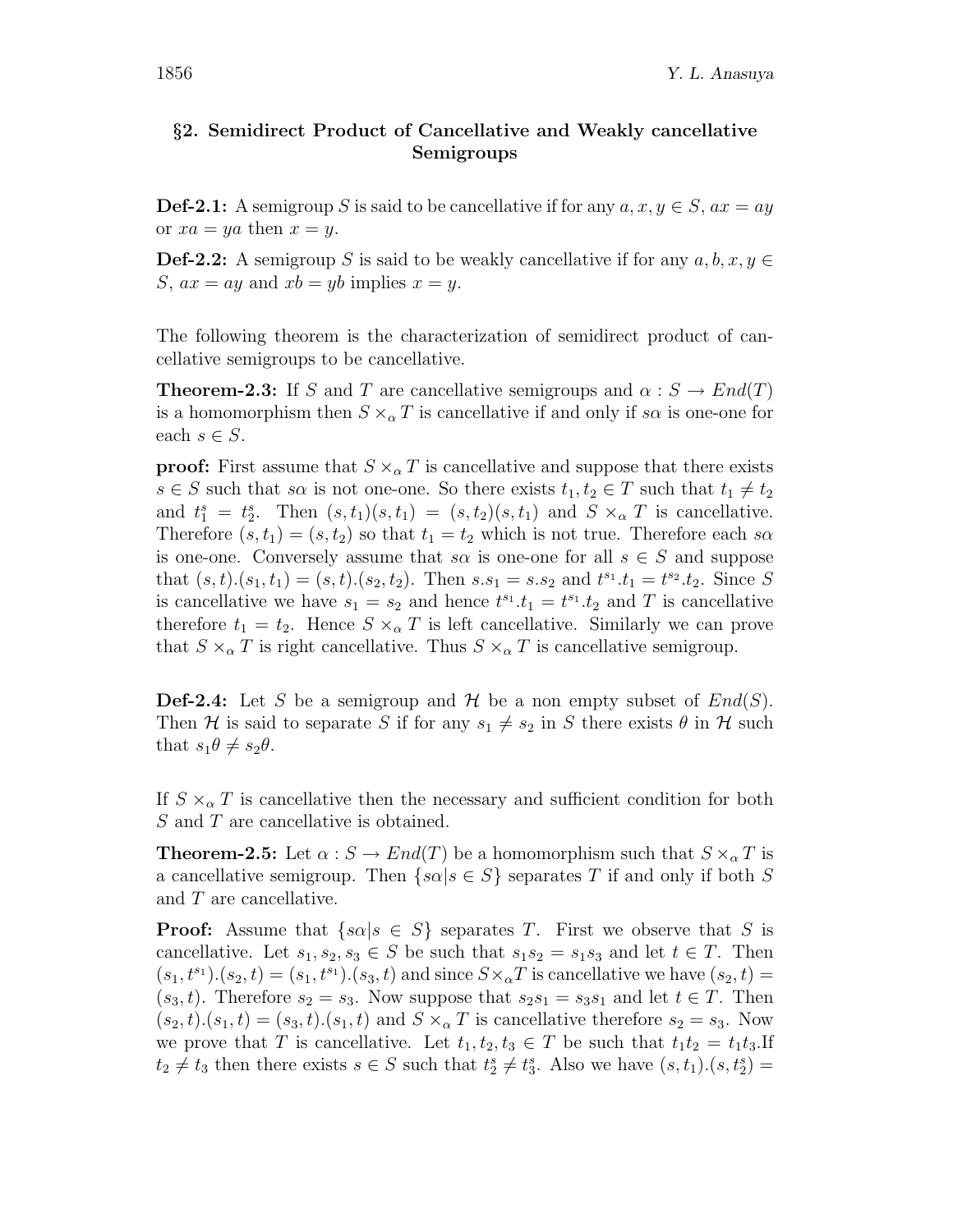## §2. Semidirect Product of Cancellative and Weakly cancellative Semigroups

**Def-2.1:** A semigroup $S$ is said to be cancellative if for any $a, x, y \in S$, $ax = ay$ or $xa = ya$ then $x = y$.

**Def-2.2:** A semigroup $S$ is said to be weakly cancellative if for any $a, b, x, y \in S$, $ax = ay$ and $xb = yb$ implies $x = y$.

The following theorem is the characterization of semidirect product of cancellative semigroups to be cancellative.

**Theorem-2.3:** If $S$ and $T$ are cancellative semigroups and $\alpha : S \to End(T)$ is a homomorphism then $S \times_\alpha T$ is cancellative if and only if $s\alpha$ is one-one for each $s \in S$.

**proof:** First assume that $S \times_\alpha T$ is cancellative and suppose that there exists $s \in S$ such that $s\alpha$ is not one-one. So there exists $t_1, t_2 \in T$ such that $t_1 \neq t_2$ and $t_1^s = t_2^s$. Then $(s, t_1)(s, t_1) = (s, t_2)(s, t_1)$ and $S \times_\alpha T$ is cancellative. Therefore $(s, t_1) = (s, t_2)$ so that $t_1 = t_2$ which is not true. Therefore each $s\alpha$ is one-one. Conversely assume that $s\alpha$ is one-one for all $s \in S$ and suppose that $(s, t).(s_1, t_1) = (s, t).(s_2, t_2)$. Then $s.s_1 = s.s_2$ and $t^{s_1}.t_1 = t^{s_2}.t_2$. Since $S$ is cancellative we have $s_1 = s_2$ and hence $t^{s_1}.t_1 = t^{s_1}.t_2$ and $T$ is cancellative therefore $t_1 = t_2$. Hence $S \times_\alpha T$ is left cancellative. Similarly we can prove that $S \times_\alpha T$ is right cancellative. Thus $S \times_\alpha T$ is cancellative semigroup.

**Def-2.4:** Let $S$ be a semigroup and $\mathcal{H}$ be a non empty subset of $End(S)$. Then $\mathcal{H}$ is said to separate $S$ if for any $s_1 \neq s_2$ in $S$ there exists $\theta$ in $\mathcal{H}$ such that $s_1\theta \neq s_2\theta$.

If $S \times_\alpha T$ is cancellative then the necessary and sufficient condition for both $S$ and $T$ are cancellative is obtained.

**Theorem-2.5:** Let $\alpha : S \to End(T)$ be a homomorphism such that $S \times_\alpha T$ is a cancellative semigroup. Then $\{s\alpha | s \in S\}$ separates $T$ if and only if both $S$ and $T$ are cancellative.

**Proof:** Assume that $\{s\alpha | s \in S\}$ separates $T$. First we observe that $S$ is cancellative. Let $s_1, s_2, s_3 \in S$ be such that $s_1 s_2 = s_1 s_3$ and let $t \in T$. Then $(s_1, t^{s_1}).(s_2, t) = (s_1, t^{s_1}).(s_3, t)$ and since $S \times_\alpha T$ is cancellative we have $(s_2, t) = (s_3, t)$. Therefore $s_2 = s_3$. Now suppose that $s_2 s_1 = s_3 s_1$ and let $t \in T$. Then $(s_2, t).(s_1, t) = (s_3, t).(s_1, t)$ and $S \times_\alpha T$ is cancellative therefore $s_2 = s_3$. Now we prove that $T$ is cancellative. Let $t_1, t_2, t_3 \in T$ be such that $t_1 t_2 = t_1 t_3$.If $t_2 \neq t_3$ then there exists $s \in S$ such that $t_2^s \neq t_3^s$. Also we have $(s, t_1).(s, t_2^s) =$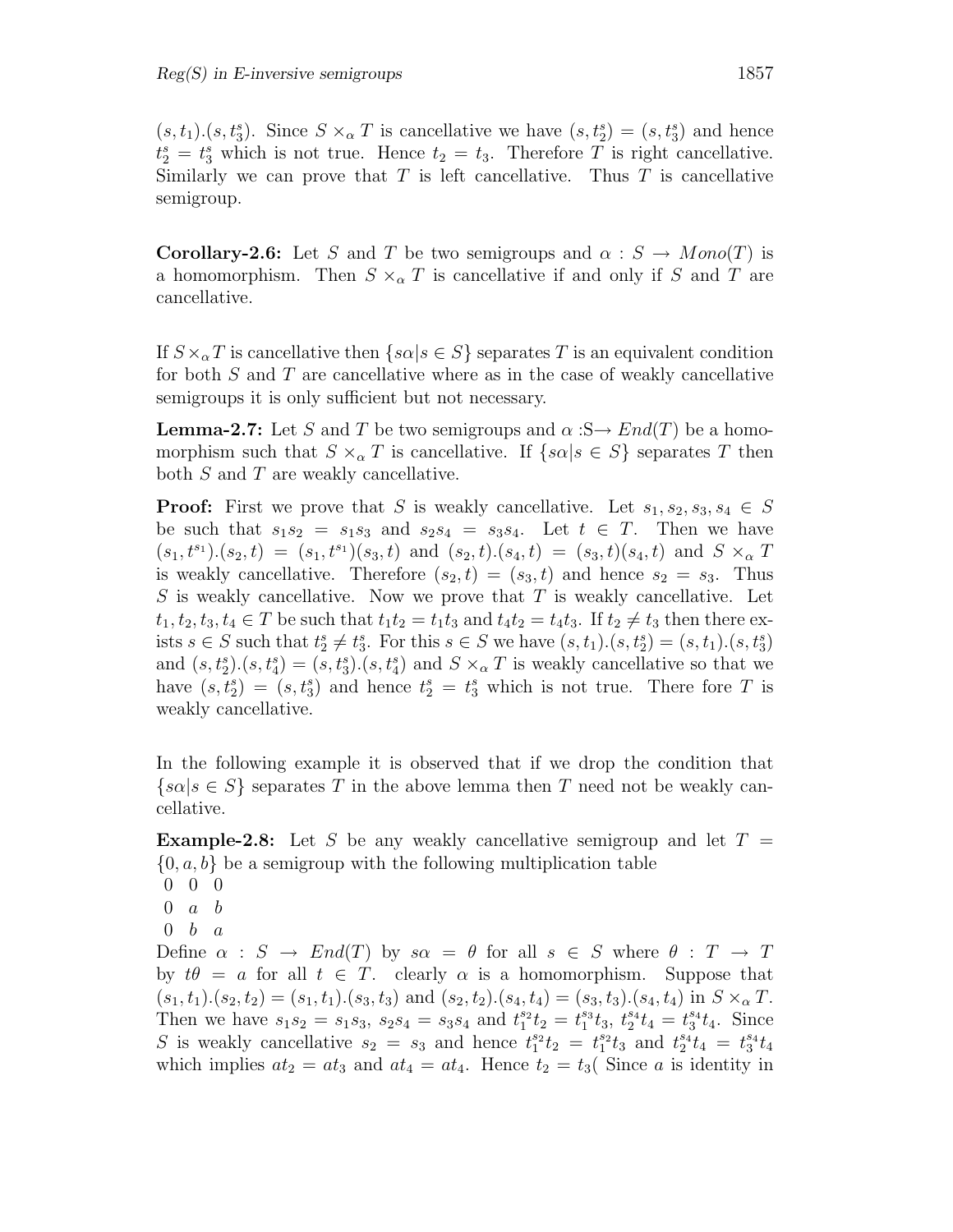$(s, t_1).(s, t_3^s)$. Since $S \times_\alpha T$ is cancellative we have $(s, t_2^s) = (s, t_3^s)$ and hence $t_2^s = t_3^s$ which is not true. Hence $t_2 = t_3$. Therefore $T$ is right cancellative. Similarly we can prove that $T$ is left cancellative. Thus $T$ is cancellative semigroup.

**Corollary-2.6:** Let $S$ and $T$ be two semigroups and $\alpha : S \to Mono(T)$ is a homomorphism. Then $S \times_\alpha T$ is cancellative if and only if $S$ and $T$ are cancellative.

If $S \times_\alpha T$ is cancellative then $\{s\alpha | s \in S\}$ separates $T$ is an equivalent condition for both $S$ and $T$ are cancellative where as in the case of weakly cancellative semigroups it is only sufficient but not necessary.

**Lemma-2.7:** Let $S$ and $T$ be two semigroups and $\alpha$ :S$\to End(T)$ be a homomorphism such that $S \times_\alpha T$ is cancellative. If $\{s\alpha | s \in S\}$ separates $T$ then both $S$ and $T$ are weakly cancellative.

**Proof:** First we prove that $S$ is weakly cancellative. Let $s_1, s_2, s_3, s_4 \in S$ be such that $s_1 s_2 = s_1 s_3$ and $s_2 s_4 = s_3 s_4$. Let $t \in T$. Then we have $(s_1, t^{s_1}).(s_2, t) = (s_1, t^{s_1})(s_3, t)$ and $(s_2, t).(s_4, t) = (s_3, t)(s_4, t)$ and $S \times_\alpha T$ is weakly cancellative. Therefore $(s_2, t) = (s_3, t)$ and hence $s_2 = s_3$. Thus $S$ is weakly cancellative. Now we prove that $T$ is weakly cancellative. Let $t_1, t_2, t_3, t_4 \in T$ be such that $t_1 t_2 = t_1 t_3$ and $t_4 t_2 = t_4 t_3$. If $t_2 \neq t_3$ then there exists $s \in S$ such that $t_2^s \neq t_3^s$. For this $s \in S$ we have $(s, t_1).(s, t_2^s) = (s, t_1).(s, t_3^s)$ and $(s, t_2^s).(s, t_4^s) = (s, t_3^s).(s, t_4^s)$ and $S \times_\alpha T$ is weakly cancellative so that we have $(s, t_2^s) = (s, t_3^s)$ and hence $t_2^s = t_3^s$ which is not true. There fore $T$ is weakly cancellative.

In the following example it is observed that if we drop the condition that $\{s\alpha | s \in S\}$ separates $T$ in the above lemma then $T$ need not be weakly cancellative.

**Example-2.8:** Let $S$ be any weakly cancellative semigroup and let $T = \{0, a, b\}$ be a semigroup with the following multiplication table

| | | |
|---|---|---|
| 0 | 0 | 0 |
| 0 | $a$ | $b$ |
| 0 | $b$ | $a$ |

Define $\alpha : S \to End(T)$ by $s\alpha = \theta$ for all $s \in S$ where $\theta : T \to T$ by $t\theta = a$ for all $t \in T$. clearly $\alpha$ is a homomorphism. Suppose that $(s_1, t_1).(s_2, t_2) = (s_1, t_1).(s_3, t_3)$ and $(s_2, t_2).(s_4, t_4) = (s_3, t_3).(s_4, t_4)$ in $S \times_\alpha T$. Then we have $s_1 s_2 = s_1 s_3$, $s_2 s_4 = s_3 s_4$ and $t_1^{s_2} t_2 = t_1^{s_3} t_3$, $t_2^{s_4} t_4 = t_3^{s_4} t_4$. Since $S$ is weakly cancellative $s_2 = s_3$ and hence $t_1^{s_2} t_2 = t_1^{s_2} t_3$ and $t_2^{s_4} t_4 = t_3^{s_4} t_4$ which implies $a t_2 = a t_3$ and $a t_4 = a t_4$. Hence $t_2 = t_3$( Since $a$ is identity in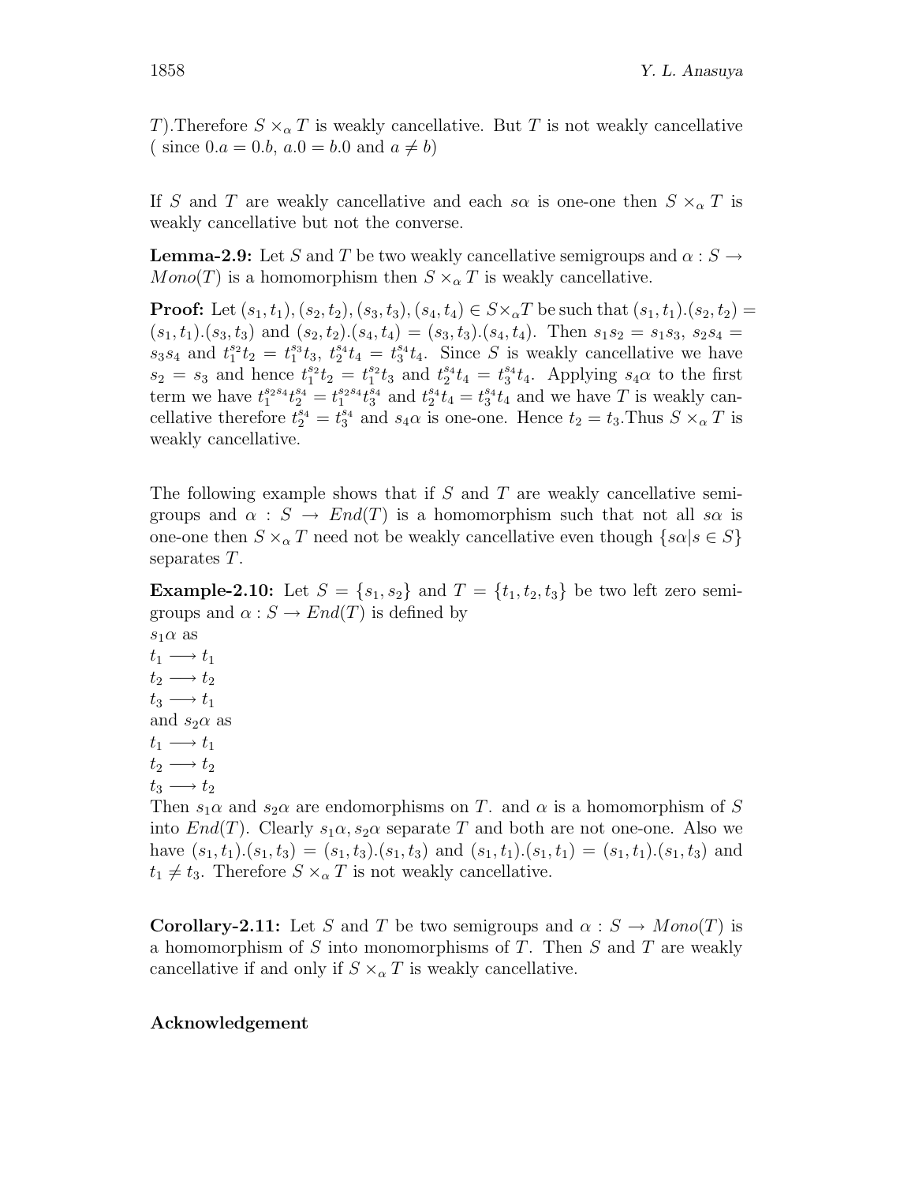$T$).Therefore $S \times_\alpha T$ is weakly cancellative. But $T$ is not weakly cancellative ( since $0.a = 0.b$, $a.0 = b.0$ and $a \neq b$)

If $S$ and $T$ are weakly cancellative and each $s\alpha$ is one-one then $S \times_\alpha T$ is weakly cancellative but not the converse.

**Lemma-2.9:** Let $S$ and $T$ be two weakly cancellative semigroups and $\alpha : S \to Mono(T)$ is a homomorphism then $S \times_\alpha T$ is weakly cancellative.

**Proof:** Let $(s_1, t_1), (s_2, t_2), (s_3, t_3), (s_4, t_4) \in S \times_\alpha T$ be such that $(s_1, t_1).(s_2, t_2) = (s_1, t_1).(s_3, t_3)$ and $(s_2, t_2).(s_4, t_4) = (s_3, t_3).(s_4, t_4)$. Then $s_1 s_2 = s_1 s_3$, $s_2 s_4 = s_3 s_4$ and $t_1^{s_2} t_2 = t_1^{s_3} t_3$, $t_2^{s_4} t_4 = t_3^{s_4} t_4$. Since $S$ is weakly cancellative we have $s_2 = s_3$ and hence $t_1^{s_2} t_2 = t_1^{s_2} t_3$ and $t_2^{s_4} t_4 = t_3^{s_4} t_4$. Applying $s_4\alpha$ to the first term we have $t_1^{s_2 s_4} t_2^{s_4} = t_1^{s_2 s_4} t_3^{s_4}$ and $t_2^{s_4} t_4 = t_3^{s_4} t_4$ and we have $T$ is weakly cancellative therefore $t_2^{s_4} = t_3^{s_4}$ and $s_4\alpha$ is one-one. Hence $t_2 = t_3$.Thus $S \times_\alpha T$ is weakly cancellative.

The following example shows that if $S$ and $T$ are weakly cancellative semigroups and $\alpha : S \to End(T)$ is a homomorphism such that not all $s\alpha$ is one-one then $S \times_\alpha T$ need not be weakly cancellative even though $\{s\alpha | s \in S\}$ separates $T$.

**Example-2.10:** Let $S = \{s_1, s_2\}$ and $T = \{t_1, t_2, t_3\}$ be two left zero semigroups and $\alpha : S \to End(T)$ is defined by
$s_1\alpha$ as
$t_1 \longrightarrow t_1$
$t_2 \longrightarrow t_2$
$t_3 \longrightarrow t_1$
and $s_2\alpha$ as
$t_1 \longrightarrow t_1$
$t_2 \longrightarrow t_2$
$t_3 \longrightarrow t_2$
Then $s_1\alpha$ and $s_2\alpha$ are endomorphisms on $T$. and $\alpha$ is a homomorphism of $S$ into $End(T)$. Clearly $s_1\alpha, s_2\alpha$ separate $T$ and both are not one-one. Also we have $(s_1, t_1).(s_1, t_3) = (s_1, t_3).(s_1, t_3)$ and $(s_1, t_1).(s_1, t_1) = (s_1, t_1).(s_1, t_3)$ and $t_1 \neq t_3$. Therefore $S \times_\alpha T$ is not weakly cancellative.

**Corollary-2.11:** Let $S$ and $T$ be two semigroups and $\alpha : S \to Mono(T)$ is a homomorphism of $S$ into monomorphisms of $T$. Then $S$ and $T$ are weakly cancellative if and only if $S \times_\alpha T$ is weakly cancellative.

**Acknowledgement**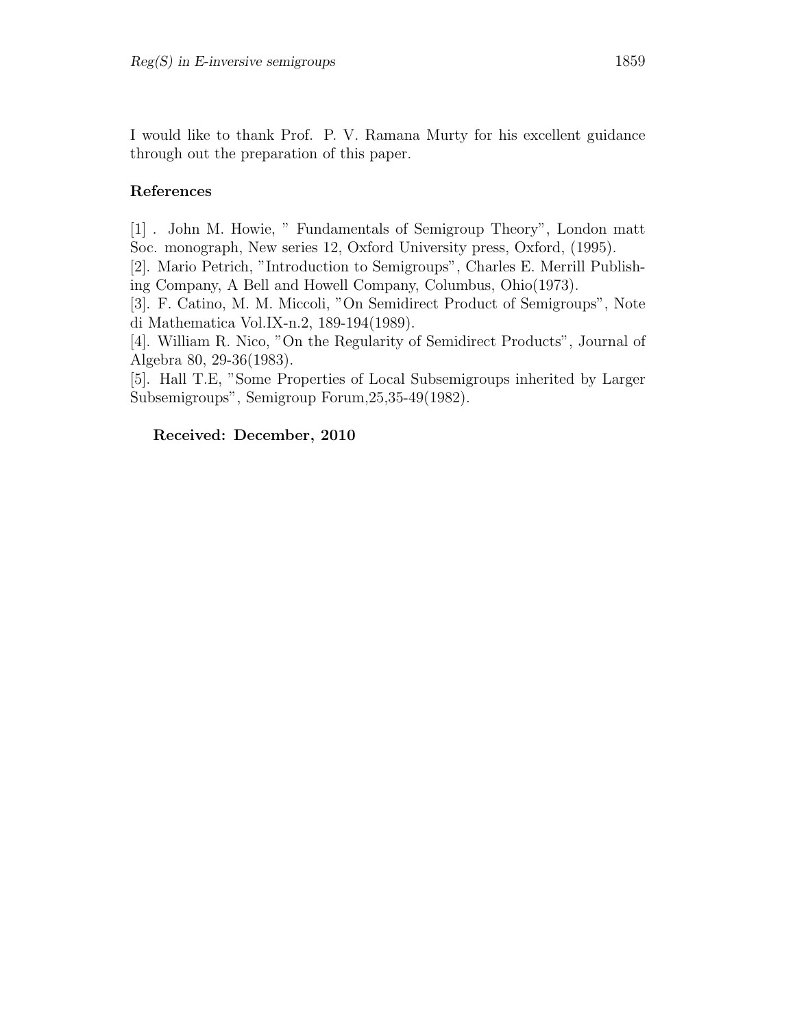I would like to thank Prof. P. V. Ramana Murty for his excellent guidance through out the preparation of this paper.

## References

[1] . John M. Howie, " Fundamentals of Semigroup Theory", London matt Soc. monograph, New series 12, Oxford University press, Oxford, (1995).

[2]. Mario Petrich, "Introduction to Semigroups", Charles E. Merrill Publishing Company, A Bell and Howell Company, Columbus, Ohio(1973).

[3]. F. Catino, M. M. Miccoli, "On Semidirect Product of Semigroups", Note di Mathematica Vol.IX-n.2, 189-194(1989).

[4]. William R. Nico, "On the Regularity of Semidirect Products", Journal of Algebra 80, 29-36(1983).

[5]. Hall T.E, "Some Properties of Local Subsemigroups inherited by Larger Subsemigroups", Semigroup Forum,25,35-49(1982).

**Received: December, 2010**